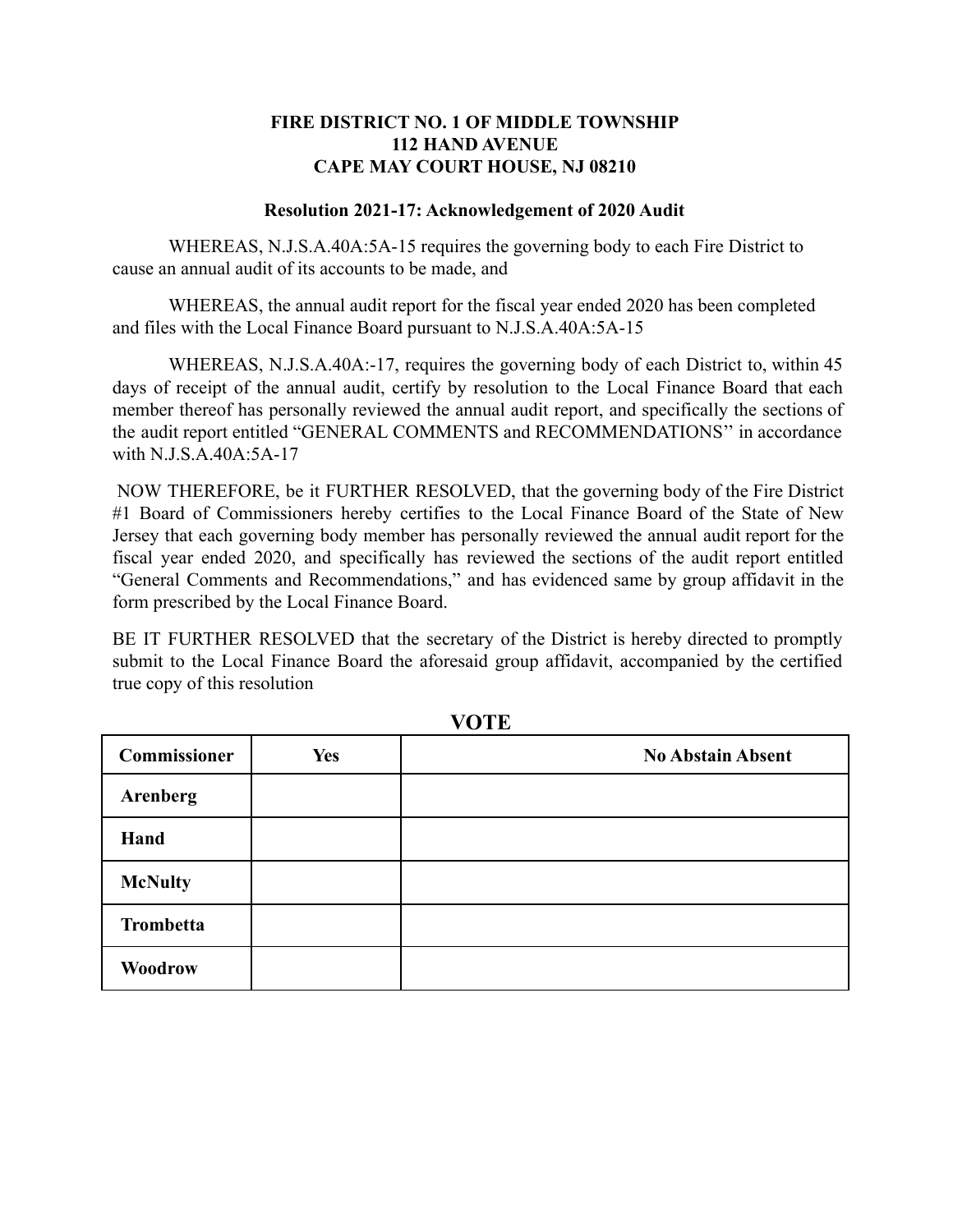**FIRE DISTRICT NO. 1 OF MIDDLE TOWNSHIP**
**112 HAND AVENUE**
**CAPE MAY COURT HOUSE, NJ 08210**

**Resolution 2021-17: Acknowledgement of 2020 Audit**

WHEREAS, N.J.S.A.40A:5A-15 requires the governing body to each Fire District to cause an annual audit of its accounts to be made, and

WHEREAS, the annual audit report for the fiscal year ended 2020 has been completed and files with the Local Finance Board pursuant to N.J.S.A.40A:5A-15

WHEREAS, N.J.S.A.40A:-17, requires the governing body of each District to, within 45 days of receipt of the annual audit, certify by resolution to the Local Finance Board that each member thereof has personally reviewed the annual audit report, and specifically the sections of the audit report entitled "GENERAL COMMENTS and RECOMMENDATIONS" in accordance with N.J.S.A.40A:5A-17

NOW THEREFORE, be it FURTHER RESOLVED, that the governing body of the Fire District #1 Board of Commissioners hereby certifies to the Local Finance Board of the State of New Jersey that each governing body member has personally reviewed the annual audit report for the fiscal year ended 2020, and specifically has reviewed the sections of the audit report entitled "General Comments and Recommendations," and has evidenced same by group affidavit in the form prescribed by the Local Finance Board.

BE IT FURTHER RESOLVED that the secretary of the District is hereby directed to promptly submit to the Local Finance Board the aforesaid group affidavit, accompanied by the certified true copy of this resolution

**VOTE**

| Commissioner | Yes | No Abstain Absent |
|---|---|---|
| Arenberg | | |
| Hand | | |
| McNulty | | |
| Trombetta | | |
| Woodrow | | |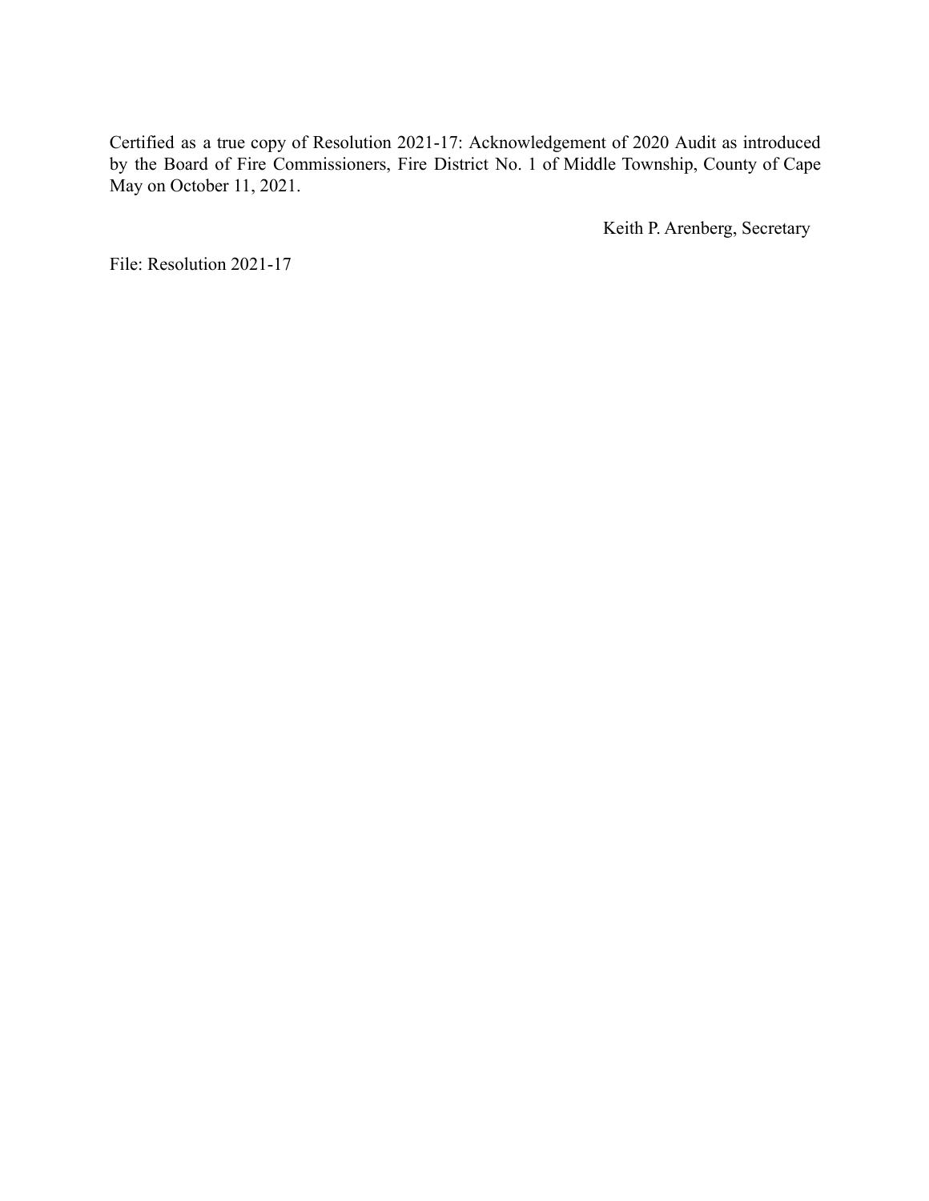Certified as a true copy of Resolution 2021-17: Acknowledgement of 2020 Audit as introduced by the Board of Fire Commissioners, Fire District No. 1 of Middle Township, County of Cape May on October 11, 2021.

Keith P. Arenberg, Secretary

File: Resolution 2021-17